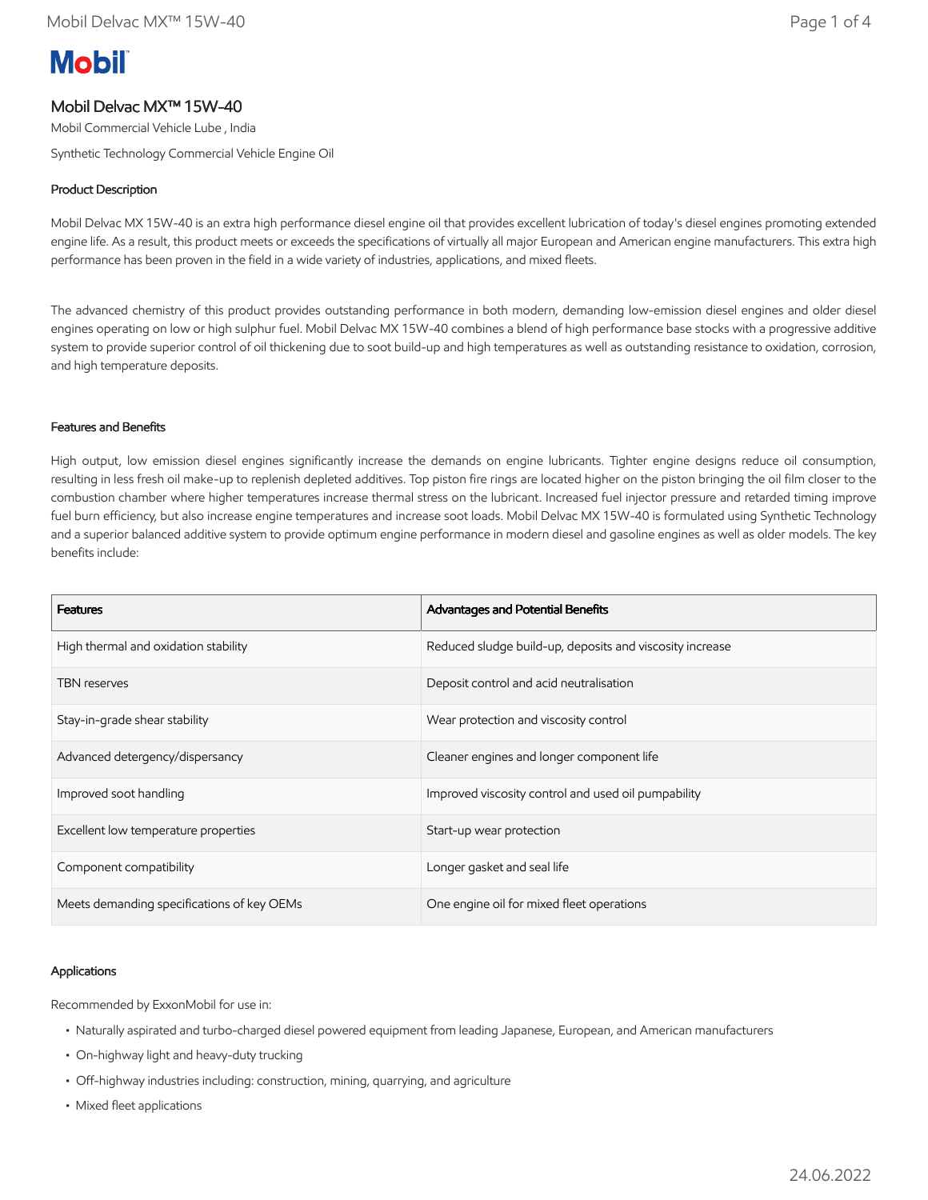Mobil

# Mobil Delvac MX™ 15W-40

Mobil Commercial Vehicle Lube , India

Synthetic Technology Commercial Vehicle Engine Oil

## Product Description

Mobil Delvac MX 15W-40 is an extra high performance diesel engine oil that provides excellent lubrication of today's diesel engines promoting extended engine life. As a result, this product meets or exceeds the specifications of virtually all major European and American engine manufacturers. This extra high performance has been proven in the field in a wide variety of industries, applications, and mixed fleets.

The advanced chemistry of this product provides outstanding performance in both modern, demanding low-emission diesel engines and older diesel engines operating on low or high sulphur fuel. Mobil Delvac MX 15W-40 combines a blend of high performance base stocks with a progressive additive system to provide superior control of oil thickening due to soot build-up and high temperatures as well as outstanding resistance to oxidation, corrosion, and high temperature deposits.

## Features and Benefits

High output, low emission diesel engines significantly increase the demands on engine lubricants. Tighter engine designs reduce oil consumption, resulting in less fresh oil make-up to replenish depleted additives. Top piston fire rings are located higher on the piston bringing the oil film closer to the combustion chamber where higher temperatures increase thermal stress on the lubricant. Increased fuel injector pressure and retarded timing improve fuel burn efficiency, but also increase engine temperatures and increase soot loads. Mobil Delvac MX 15W-40 is formulated using Synthetic Technology and a superior balanced additive system to provide optimum engine performance in modern diesel and gasoline engines as well as older models. The key benefits include:

| Features | Advantages and Potential Benefits |
| --- | --- |
| High thermal and oxidation stability | Reduced sludge build-up, deposits and viscosity increase |
| TBN reserves | Deposit control and acid neutralisation |
| Stay-in-grade shear stability | Wear protection and viscosity control |
| Advanced detergency/dispersancy | Cleaner engines and longer component life |
| Improved soot handling | Improved viscosity control and used oil pumpability |
| Excellent low temperature properties | Start-up wear protection |
| Component compatibility | Longer gasket and seal life |
| Meets demanding specifications of key OEMs | One engine oil for mixed fleet operations |

## Applications

Recommended by ExxonMobil for use in:

- Naturally aspirated and turbo-charged diesel powered equipment from leading Japanese, European, and American manufacturers
- On-highway light and heavy-duty trucking
- Off-highway industries including: construction, mining, quarrying, and agriculture
- Mixed fleet applications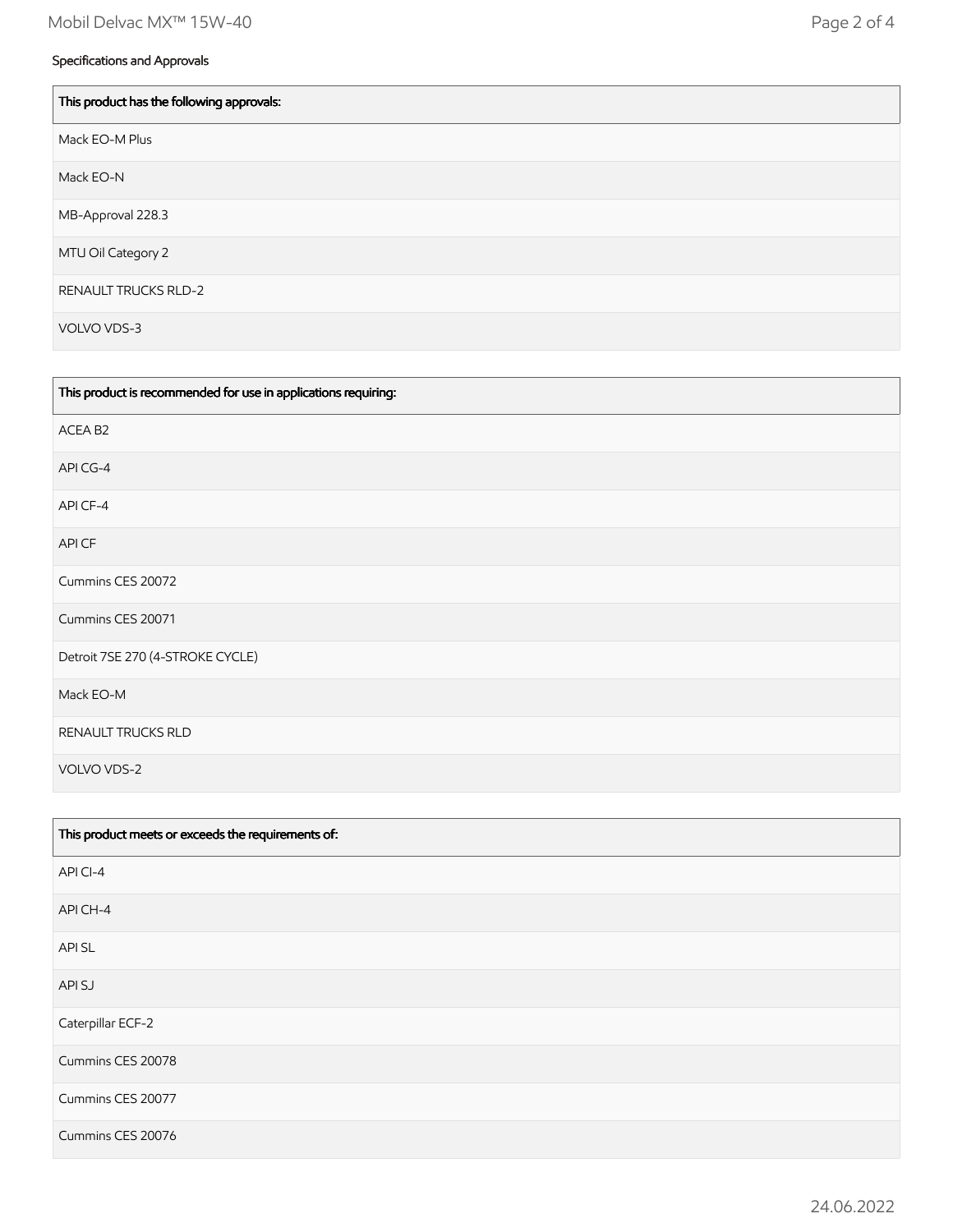Specifications and Approvals

| This product has the following approvals: |
| --- |
| Mack EO-M Plus |
| Mack EO-N |
| MB-Approval 228.3 |
| MTU Oil Category 2 |
| RENAULT TRUCKS RLD-2 |
| VOLVO VDS-3 |

| This product is recommended for use in applications requiring: |
| --- |
| ACEA B2 |
| API CG-4 |
| API CF-4 |
| API CF |
| Cummins CES 20072 |
| Cummins CES 20071 |
| Detroit 7SE 270 (4-STROKE CYCLE) |
| Mack EO-M |
| RENAULT TRUCKS RLD |
| VOLVO VDS-2 |

| This product meets or exceeds the requirements of: |
| --- |
| API CI-4 |
| API CH-4 |
| API SL |
| API SJ |
| Caterpillar ECF-2 |
| Cummins CES 20078 |
| Cummins CES 20077 |
| Cummins CES 20076 |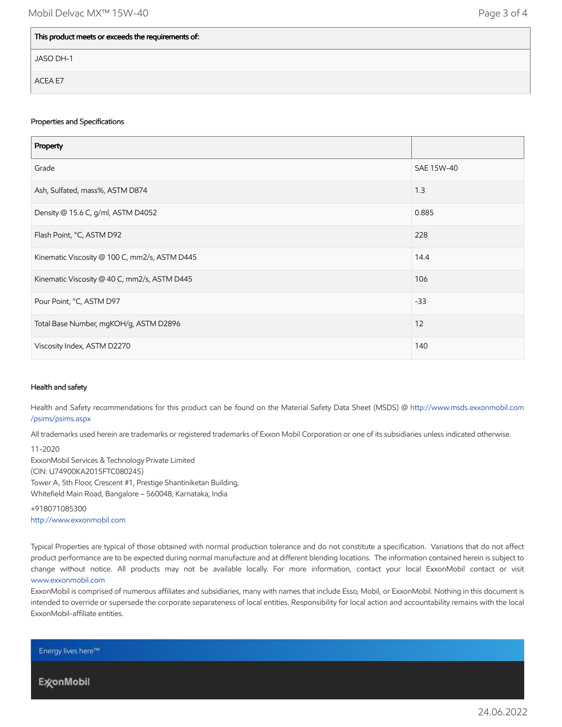| This product meets or exceeds the requirements of: |
| --- |
| JASO DH-1 |
| ACEA E7 |

### Properties and Specifications

| Property | |
| --- | --- |
| Grade | SAE 15W-40 |
| Ash, Sulfated, mass%, ASTM D874 | 1.3 |
| Density @ 15.6 C, g/ml, ASTM D4052 | 0.885 |
| Flash Point, °C, ASTM D92 | 228 |
| Kinematic Viscosity @ 100 C, mm2/s, ASTM D445 | 14.4 |
| Kinematic Viscosity @ 40 C, mm2/s, ASTM D445 | 106 |
| Pour Point, °C, ASTM D97 | -33 |
| Total Base Number, mgKOH/g, ASTM D2896 | 12 |
| Viscosity Index, ASTM D2270 | 140 |

### Health and safety

Health and Safety recommendations for this product can be found on the Material Safety Data Sheet (MSDS) @ http://www.msds.exxonmobil.com/psims/psims.aspx

All trademarks used herein are trademarks or registered trademarks of Exxon Mobil Corporation or one of its subsidiaries unless indicated otherwise.

11-2020
ExxonMobil Services & Technology Private Limited
(CIN: U74900KA2015FTC080245)
Tower A, 5th Floor, Crescent #1, Prestige Shantiniketan Building,
Whitefield Main Road, Bangalore – 560048, Karnataka, India

+918071085300
http://www.exxonmobil.com

Typical Properties are typical of those obtained with normal production tolerance and do not constitute a specification. Variations that do not affect product performance are to be expected during normal manufacture and at different blending locations. The information contained herein is subject to change without notice. All products may not be available locally. For more information, contact your local ExxonMobil contact or visit www.exxonmobil.com

ExxonMobil is comprised of numerous affiliates and subsidiaries, many with names that include Esso, Mobil, or ExxonMobil. Nothing in this document is intended to override or supersede the corporate separateness of local entities. Responsibility for local action and accountability remains with the local ExxonMobil-affiliate entities.

Energy lives here™

ExxonMobil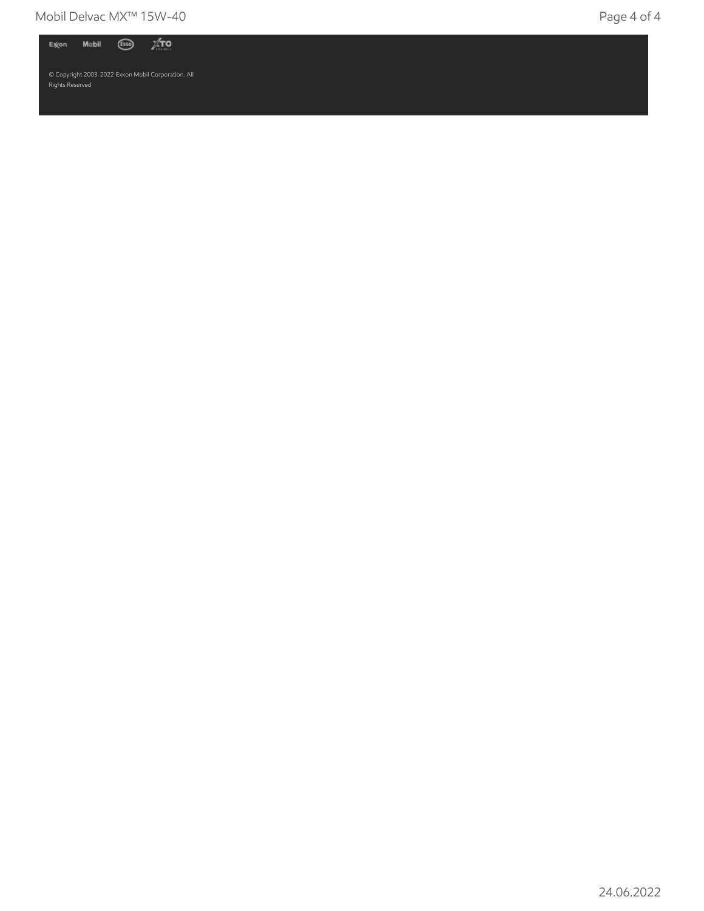Exxon Mobil Esso XTO

© Copyright 2003-2022 Exxon Mobil Corporation. All Rights Reserved